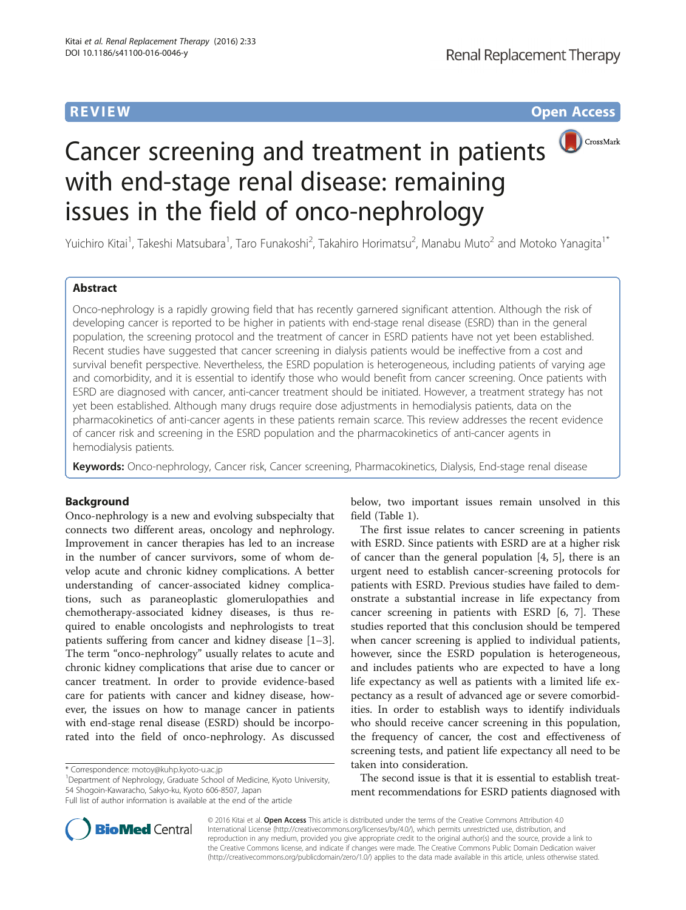**REVIEW** **Open Access**

# Cancer screening and treatment in patients with end-stage renal disease: remaining issues in the field of onco-nephrology

Yuichiro Kitai[1], Takeshi Matsubara[1], Taro Funakoshi[2], Takahiro Horimatsu[2], Manabu Muto[2] and Motoko Yanagita[1*]

## Abstract

Onco-nephrology is a rapidly growing field that has recently garnered significant attention. Although the risk of developing cancer is reported to be higher in patients with end-stage renal disease (ESRD) than in the general population, the screening protocol and the treatment of cancer in ESRD patients have not yet been established. Recent studies have suggested that cancer screening in dialysis patients would be ineffective from a cost and survival benefit perspective. Nevertheless, the ESRD population is heterogeneous, including patients of varying age and comorbidity, and it is essential to identify those who would benefit from cancer screening. Once patients with ESRD are diagnosed with cancer, anti-cancer treatment should be initiated. However, a treatment strategy has not yet been established. Although many drugs require dose adjustments in hemodialysis patients, data on the pharmacokinetics of anti-cancer agents in these patients remain scarce. This review addresses the recent evidence of cancer risk and screening in the ESRD population and the pharmacokinetics of anti-cancer agents in hemodialysis patients.

**Keywords:** Onco-nephrology, Cancer risk, Cancer screening, Pharmacokinetics, Dialysis, End-stage renal disease

## Background

Onco-nephrology is a new and evolving subspecialty that connects two different areas, oncology and nephrology. Improvement in cancer therapies has led to an increase in the number of cancer survivors, some of whom develop acute and chronic kidney complications. A better understanding of cancer-associated kidney complications, such as paraneoplastic glomerulopathies and chemotherapy-associated kidney diseases, is thus required to enable oncologists and nephrologists to treat patients suffering from cancer and kidney disease [1–3]. The term "onco-nephrology" usually relates to acute and chronic kidney complications that arise due to cancer or cancer treatment. In order to provide evidence-based care for patients with cancer and kidney disease, however, the issues on how to manage cancer in patients with end-stage renal disease (ESRD) should be incorporated into the field of onco-nephrology. As discussed below, two important issues remain unsolved in this field (Table 1).

The first issue relates to cancer screening in patients with ESRD. Since patients with ESRD are at a higher risk of cancer than the general population [4, 5], there is an urgent need to establish cancer-screening protocols for patients with ESRD. Previous studies have failed to demonstrate a substantial increase in life expectancy from cancer screening in patients with ESRD [6, 7]. These studies reported that this conclusion should be tempered when cancer screening is applied to individual patients, however, since the ESRD population is heterogeneous, and includes patients who are expected to have a long life expectancy as well as patients with a limited life expectancy as a result of advanced age or severe comorbidities. In order to establish ways to identify individuals who should receive cancer screening in this population, the frequency of cancer, the cost and effectiveness of screening tests, and patient life expectancy all need to be taken into consideration.

The second issue is that it is essential to establish treatment recommendations for ESRD patients diagnosed with

\* Correspondence: motoy@kuhp.kyoto-u.ac.jp
[1]Department of Nephrology, Graduate School of Medicine, Kyoto University, 54 Shogoin-Kawaracho, Sakyo-ku, Kyoto 606-8507, Japan
Full list of author information is available at the end of the article

© 2016 Kitai et al. **Open Access** This article is distributed under the terms of the Creative Commons Attribution 4.0 International License (http://creativecommons.org/licenses/by/4.0/), which permits unrestricted use, distribution, and reproduction in any medium, provided you give appropriate credit to the original author(s) and the source, provide a link to the Creative Commons license, and indicate if changes were made. The Creative Commons Public Domain Dedication waiver (http://creativecommons.org/publicdomain/zero/1.0/) applies to the data made available in this article, unless otherwise stated.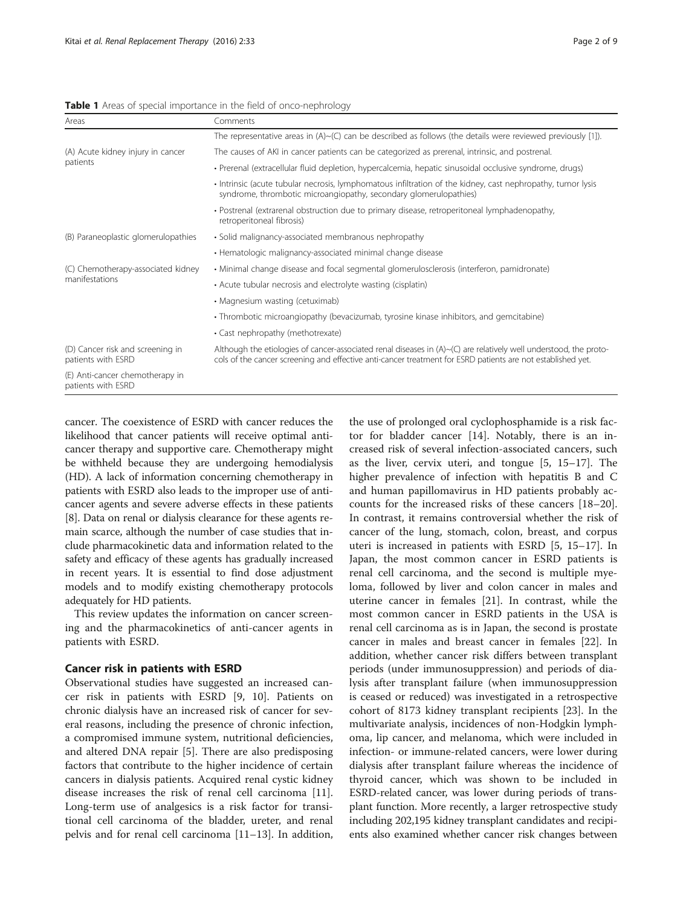**Table 1** Areas of special importance in the field of onco-nephrology

| Areas | Comments |
|---|---|
| | The representative areas in (A)~(C) can be described as follows (the details were reviewed previously [1]). |
| (A) Acute kidney injury in cancer patients | The causes of AKI in cancer patients can be categorized as prerenal, intrinsic, and postrenal. |
| | • Prerenal (extracellular fluid depletion, hypercalcemia, hepatic sinusoidal occlusive syndrome, drugs) |
| | • Intrinsic (acute tubular necrosis, lymphomatous infiltration of the kidney, cast nephropathy, tumor lysis syndrome, thrombotic microangiopathy, secondary glomerulopathies) |
| | • Postrenal (extrarenal obstruction due to primary disease, retroperitoneal lymphadenopathy, retroperitoneal fibrosis) |
| (B) Paraneoplastic glomerulopathies | • Solid malignancy-associated membranous nephropathy |
| | • Hematologic malignancy-associated minimal change disease |
| (C) Chemotherapy-associated kidney manifestations | • Minimal change disease and focal segmental glomerulosclerosis (interferon, pamidronate) |
| | • Acute tubular necrosis and electrolyte wasting (cisplatin) |
| | • Magnesium wasting (cetuximab) |
| | • Thrombotic microangiopathy (bevacizumab, tyrosine kinase inhibitors, and gemcitabine) |
| | • Cast nephropathy (methotrexate) |
| (D) Cancer risk and screening in patients with ESRD | Although the etiologies of cancer-associated renal diseases in (A)~(C) are relatively well understood, the protocols of the cancer screening and effective anti-cancer treatment for ESRD patients are not established yet. |
| (E) Anti-cancer chemotherapy in patients with ESRD | |

cancer. The coexistence of ESRD with cancer reduces the likelihood that cancer patients will receive optimal anticancer therapy and supportive care. Chemotherapy might be withheld because they are undergoing hemodialysis (HD). A lack of information concerning chemotherapy in patients with ESRD also leads to the improper use of anticancer agents and severe adverse effects in these patients [8]. Data on renal or dialysis clearance for these agents remain scarce, although the number of case studies that include pharmacokinetic data and information related to the safety and efficacy of these agents has gradually increased in recent years. It is essential to find dose adjustment models and to modify existing chemotherapy protocols adequately for HD patients.

This review updates the information on cancer screening and the pharmacokinetics of anti-cancer agents in patients with ESRD.

## Cancer risk in patients with ESRD

Observational studies have suggested an increased cancer risk in patients with ESRD [9, 10]. Patients on chronic dialysis have an increased risk of cancer for several reasons, including the presence of chronic infection, a compromised immune system, nutritional deficiencies, and altered DNA repair [5]. There are also predisposing factors that contribute to the higher incidence of certain cancers in dialysis patients. Acquired renal cystic kidney disease increases the risk of renal cell carcinoma [11]. Long-term use of analgesics is a risk factor for transitional cell carcinoma of the bladder, ureter, and renal pelvis and for renal cell carcinoma [11–13]. In addition, the use of prolonged oral cyclophosphamide is a risk factor for bladder cancer [14]. Notably, there is an increased risk of several infection-associated cancers, such as the liver, cervix uteri, and tongue [5, 15–17]. The higher prevalence of infection with hepatitis B and C and human papillomavirus in HD patients probably accounts for the increased risks of these cancers [18–20]. In contrast, it remains controversial whether the risk of cancer of the lung, stomach, colon, breast, and corpus uteri is increased in patients with ESRD [5, 15–17]. In Japan, the most common cancer in ESRD patients is renal cell carcinoma, and the second is multiple myeloma, followed by liver and colon cancer in males and uterine cancer in females [21]. In contrast, while the most common cancer in ESRD patients in the USA is renal cell carcinoma as is in Japan, the second is prostate cancer in males and breast cancer in females [22]. In addition, whether cancer risk differs between transplant periods (under immunosuppression) and periods of dialysis after transplant failure (when immunosuppression is ceased or reduced) was investigated in a retrospective cohort of 8173 kidney transplant recipients [23]. In the multivariate analysis, incidences of non-Hodgkin lymphoma, lip cancer, and melanoma, which were included in infection- or immune-related cancers, were lower during dialysis after transplant failure whereas the incidence of thyroid cancer, which was shown to be included in ESRD-related cancer, was lower during periods of transplant function. More recently, a larger retrospective study including 202,195 kidney transplant candidates and recipients also examined whether cancer risk changes between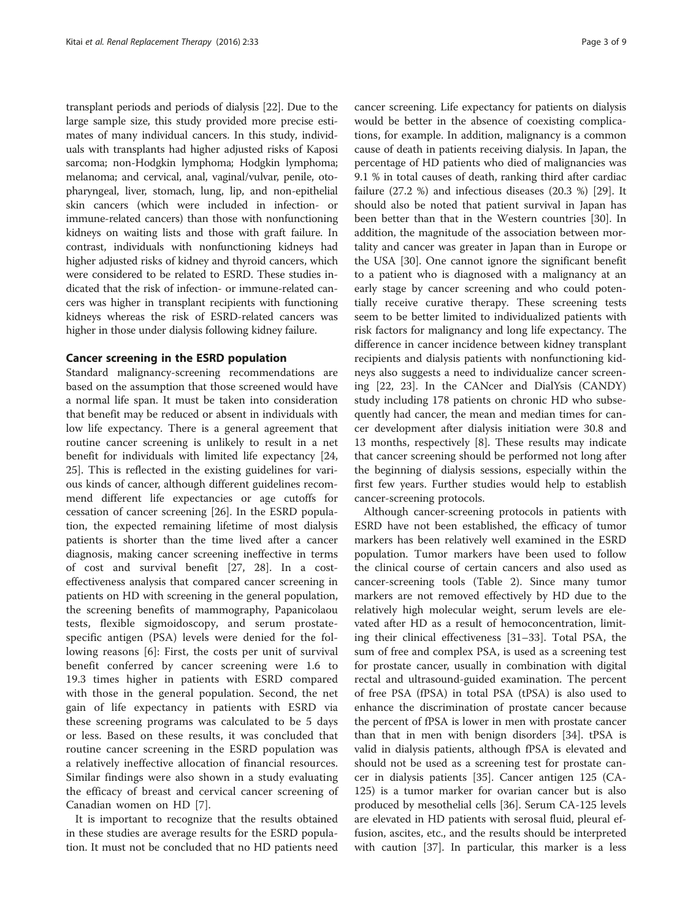transplant periods and periods of dialysis [22]. Due to the large sample size, this study provided more precise estimates of many individual cancers. In this study, individuals with transplants had higher adjusted risks of Kaposi sarcoma; non-Hodgkin lymphoma; Hodgkin lymphoma; melanoma; and cervical, anal, vaginal/vulvar, penile, oto-pharyngeal, liver, stomach, lung, lip, and non-epithelial skin cancers (which were included in infection- or immune-related cancers) than those with nonfunctioning kidneys on waiting lists and those with graft failure. In contrast, individuals with nonfunctioning kidneys had higher adjusted risks of kidney and thyroid cancers, which were considered to be related to ESRD. These studies indicated that the risk of infection- or immune-related cancers was higher in transplant recipients with functioning kidneys whereas the risk of ESRD-related cancers was higher in those under dialysis following kidney failure.

## Cancer screening in the ESRD population

Standard malignancy-screening recommendations are based on the assumption that those screened would have a normal life span. It must be taken into consideration that benefit may be reduced or absent in individuals with low life expectancy. There is a general agreement that routine cancer screening is unlikely to result in a net benefit for individuals with limited life expectancy [24, 25]. This is reflected in the existing guidelines for various kinds of cancer, although different guidelines recommend different life expectancies or age cutoffs for cessation of cancer screening [26]. In the ESRD population, the expected remaining lifetime of most dialysis patients is shorter than the time lived after a cancer diagnosis, making cancer screening ineffective in terms of cost and survival benefit [27, 28]. In a cost-effectiveness analysis that compared cancer screening in patients on HD with screening in the general population, the screening benefits of mammography, Papanicolaou tests, flexible sigmoidoscopy, and serum prostate-specific antigen (PSA) levels were denied for the following reasons [6]: First, the costs per unit of survival benefit conferred by cancer screening were 1.6 to 19.3 times higher in patients with ESRD compared with those in the general population. Second, the net gain of life expectancy in patients with ESRD via these screening programs was calculated to be 5 days or less. Based on these results, it was concluded that routine cancer screening in the ESRD population was a relatively ineffective allocation of financial resources. Similar findings were also shown in a study evaluating the efficacy of breast and cervical cancer screening of Canadian women on HD [7].

It is important to recognize that the results obtained in these studies are average results for the ESRD population. It must not be concluded that no HD patients need cancer screening. Life expectancy for patients on dialysis would be better in the absence of coexisting complications, for example. In addition, malignancy is a common cause of death in patients receiving dialysis. In Japan, the percentage of HD patients who died of malignancies was 9.1 % in total causes of death, ranking third after cardiac failure (27.2 %) and infectious diseases (20.3 %) [29]. It should also be noted that patient survival in Japan has been better than that in the Western countries [30]. In addition, the magnitude of the association between mortality and cancer was greater in Japan than in Europe or the USA [30]. One cannot ignore the significant benefit to a patient who is diagnosed with a malignancy at an early stage by cancer screening and who could potentially receive curative therapy. These screening tests seem to be better limited to individualized patients with risk factors for malignancy and long life expectancy. The difference in cancer incidence between kidney transplant recipients and dialysis patients with nonfunctioning kidneys also suggests a need to individualize cancer screening [22, 23]. In the CANcer and DialYsis (CANDY) study including 178 patients on chronic HD who subsequently had cancer, the mean and median times for cancer development after dialysis initiation were 30.8 and 13 months, respectively [8]. These results may indicate that cancer screening should be performed not long after the beginning of dialysis sessions, especially within the first few years. Further studies would help to establish cancer-screening protocols.

Although cancer-screening protocols in patients with ESRD have not been established, the efficacy of tumor markers has been relatively well examined in the ESRD population. Tumor markers have been used to follow the clinical course of certain cancers and also used as cancer-screening tools (Table 2). Since many tumor markers are not removed effectively by HD due to the relatively high molecular weight, serum levels are elevated after HD as a result of hemoconcentration, limiting their clinical effectiveness [31–33]. Total PSA, the sum of free and complex PSA, is used as a screening test for prostate cancer, usually in combination with digital rectal and ultrasound-guided examination. The percent of free PSA (fPSA) in total PSA (tPSA) is also used to enhance the discrimination of prostate cancer because the percent of fPSA is lower in men with prostate cancer than that in men with benign disorders [34]. tPSA is valid in dialysis patients, although fPSA is elevated and should not be used as a screening test for prostate cancer in dialysis patients [35]. Cancer antigen 125 (CA-125) is a tumor marker for ovarian cancer but is also produced by mesothelial cells [36]. Serum CA-125 levels are elevated in HD patients with serosal fluid, pleural effusion, ascites, etc., and the results should be interpreted with caution [37]. In particular, this marker is a less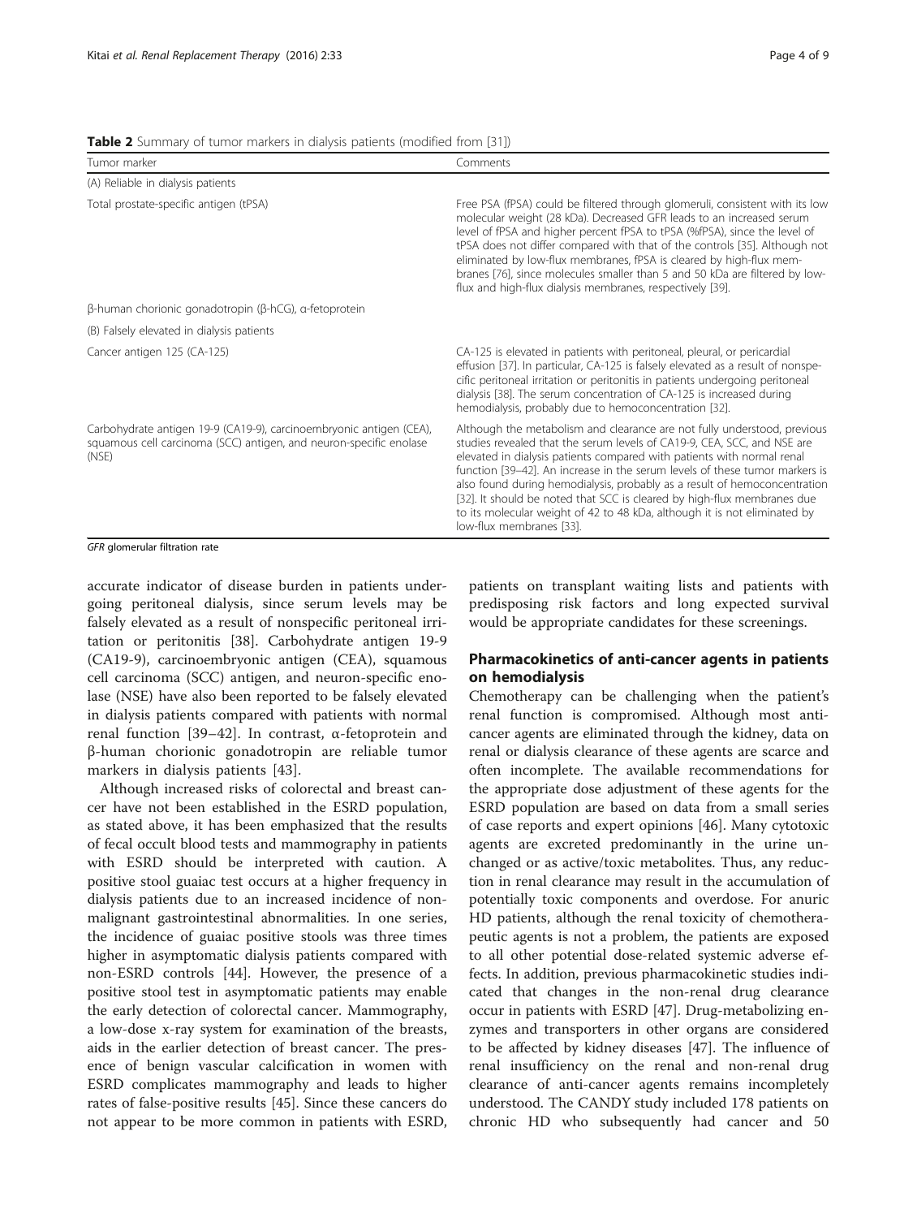**Table 2** Summary of tumor markers in dialysis patients (modified from [31])

| Tumor marker | Comments |
|---|---|
| (A) Reliable in dialysis patients | |
| Total prostate-specific antigen (tPSA) | Free PSA (fPSA) could be filtered through glomeruli, consistent with its low molecular weight (28 kDa). Decreased GFR leads to an increased serum level of fPSA and higher percent fPSA to tPSA (%fPSA), since the level of tPSA does not differ compared with that of the controls [35]. Although not eliminated by low-flux membranes, fPSA is cleared by high-flux membranes [76], since molecules smaller than 5 and 50 kDa are filtered by low-flux and high-flux dialysis membranes, respectively [39]. |
| β-human chorionic gonadotropin (β-hCG), α-fetoprotein | |
| (B) Falsely elevated in dialysis patients | |
| Cancer antigen 125 (CA-125) | CA-125 is elevated in patients with peritoneal, pleural, or pericardial effusion [37]. In particular, CA-125 is falsely elevated as a result of nonspecific peritoneal irritation or peritonitis in patients undergoing peritoneal dialysis [38]. The serum concentration of CA-125 is increased during hemodialysis, probably due to hemoconcentration [32]. |
| Carbohydrate antigen 19-9 (CA19-9), carcinoembryonic antigen (CEA), squamous cell carcinoma (SCC) antigen, and neuron-specific enolase (NSE) | Although the metabolism and clearance are not fully understood, previous studies revealed that the serum levels of CA19-9, CEA, SCC, and NSE are elevated in dialysis patients compared with patients with normal renal function [39–42]. An increase in the serum levels of these tumor markers is also found during hemodialysis, probably as a result of hemoconcentration [32]. It should be noted that SCC is cleared by high-flux membranes due to its molecular weight of 42 to 48 kDa, although it is not eliminated by low-flux membranes [33]. |

*GFR* glomerular filtration rate

accurate indicator of disease burden in patients undergoing peritoneal dialysis, since serum levels may be falsely elevated as a result of nonspecific peritoneal irritation or peritonitis [38]. Carbohydrate antigen 19-9 (CA19-9), carcinoembryonic antigen (CEA), squamous cell carcinoma (SCC) antigen, and neuron-specific enolase (NSE) have also been reported to be falsely elevated in dialysis patients compared with patients with normal renal function [39–42]. In contrast, α-fetoprotein and β-human chorionic gonadotropin are reliable tumor markers in dialysis patients [43].

Although increased risks of colorectal and breast cancer have not been established in the ESRD population, as stated above, it has been emphasized that the results of fecal occult blood tests and mammography in patients with ESRD should be interpreted with caution. A positive stool guaiac test occurs at a higher frequency in dialysis patients due to an increased incidence of nonmalignant gastrointestinal abnormalities. In one series, the incidence of guaiac positive stools was three times higher in asymptomatic dialysis patients compared with non-ESRD controls [44]. However, the presence of a positive stool test in asymptomatic patients may enable the early detection of colorectal cancer. Mammography, a low-dose x-ray system for examination of the breasts, aids in the earlier detection of breast cancer. The presence of benign vascular calcification in women with ESRD complicates mammography and leads to higher rates of false-positive results [45]. Since these cancers do not appear to be more common in patients with ESRD, patients on transplant waiting lists and patients with predisposing risk factors and long expected survival would be appropriate candidates for these screenings.

## Pharmacokinetics of anti-cancer agents in patients on hemodialysis

Chemotherapy can be challenging when the patient's renal function is compromised. Although most anti-cancer agents are eliminated through the kidney, data on renal or dialysis clearance of these agents are scarce and often incomplete. The available recommendations for the appropriate dose adjustment of these agents for the ESRD population are based on data from a small series of case reports and expert opinions [46]. Many cytotoxic agents are excreted predominantly in the urine unchanged or as active/toxic metabolites. Thus, any reduction in renal clearance may result in the accumulation of potentially toxic components and overdose. For anuric HD patients, although the renal toxicity of chemotherapeutic agents is not a problem, the patients are exposed to all other potential dose-related systemic adverse effects. In addition, previous pharmacokinetic studies indicated that changes in the non-renal drug clearance occur in patients with ESRD [47]. Drug-metabolizing enzymes and transporters in other organs are considered to be affected by kidney diseases [47]. The influence of renal insufficiency on the renal and non-renal drug clearance of anti-cancer agents remains incompletely understood. The CANDY study included 178 patients on chronic HD who subsequently had cancer and 50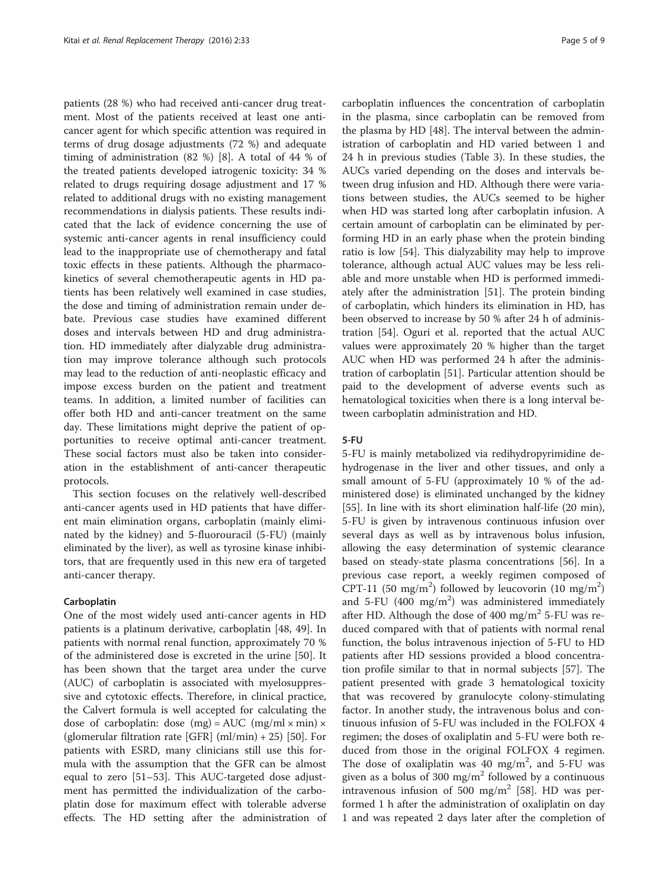patients (28 %) who had received anti-cancer drug treatment. Most of the patients received at least one anti-cancer agent for which specific attention was required in terms of drug dosage adjustments (72 %) and adequate timing of administration (82 %) [8]. A total of 44 % of the treated patients developed iatrogenic toxicity: 34 % related to drugs requiring dosage adjustment and 17 % related to additional drugs with no existing management recommendations in dialysis patients. These results indicated that the lack of evidence concerning the use of systemic anti-cancer agents in renal insufficiency could lead to the inappropriate use of chemotherapy and fatal toxic effects in these patients. Although the pharmacokinetics of several chemotherapeutic agents in HD patients has been relatively well examined in case studies, the dose and timing of administration remain under debate. Previous case studies have examined different doses and intervals between HD and drug administration. HD immediately after dialyzable drug administration may improve tolerance although such protocols may lead to the reduction of anti-neoplastic efficacy and impose excess burden on the patient and treatment teams. In addition, a limited number of facilities can offer both HD and anti-cancer treatment on the same day. These limitations might deprive the patient of opportunities to receive optimal anti-cancer treatment. These social factors must also be taken into consideration in the establishment of anti-cancer therapeutic protocols.

This section focuses on the relatively well-described anti-cancer agents used in HD patients that have different main elimination organs, carboplatin (mainly eliminated by the kidney) and 5-fluorouracil (5-FU) (mainly eliminated by the liver), as well as tyrosine kinase inhibitors, that are frequently used in this new era of targeted anti-cancer therapy.

### Carboplatin

One of the most widely used anti-cancer agents in HD patients is a platinum derivative, carboplatin [48, 49]. In patients with normal renal function, approximately 70 % of the administered dose is excreted in the urine [50]. It has been shown that the target area under the curve (AUC) of carboplatin is associated with myelosuppressive and cytotoxic effects. Therefore, in clinical practice, the Calvert formula is well accepted for calculating the dose of carboplatin: dose (mg) = AUC (mg/ml × min) × (glomerular filtration rate [GFR] (ml/min) + 25) [50]. For patients with ESRD, many clinicians still use this formula with the assumption that the GFR can be almost equal to zero [51–53]. This AUC-targeted dose adjustment has permitted the individualization of the carboplatin dose for maximum effect with tolerable adverse effects. The HD setting after the administration of carboplatin influences the concentration of carboplatin in the plasma, since carboplatin can be removed from the plasma by HD [48]. The interval between the administration of carboplatin and HD varied between 1 and 24 h in previous studies (Table 3). In these studies, the AUCs varied depending on the doses and intervals between drug infusion and HD. Although there were variations between studies, the AUCs seemed to be higher when HD was started long after carboplatin infusion. A certain amount of carboplatin can be eliminated by performing HD in an early phase when the protein binding ratio is low [54]. This dialyzability may help to improve tolerance, although actual AUC values may be less reliable and more unstable when HD is performed immediately after the administration [51]. The protein binding of carboplatin, which hinders its elimination in HD, has been observed to increase by 50 % after 24 h of administration [54]. Oguri et al. reported that the actual AUC values were approximately 20 % higher than the target AUC when HD was performed 24 h after the administration of carboplatin [51]. Particular attention should be paid to the development of adverse events such as hematological toxicities when there is a long interval between carboplatin administration and HD.

### 5-FU

5-FU is mainly metabolized via redihydropyrimidine dehydrogenase in the liver and other tissues, and only a small amount of 5-FU (approximately 10 % of the administered dose) is eliminated unchanged by the kidney [55]. In line with its short elimination half-life (20 min), 5-FU is given by intravenous continuous infusion over several days as well as by intravenous bolus infusion, allowing the easy determination of systemic clearance based on steady-state plasma concentrations [56]. In a previous case report, a weekly regimen composed of CPT-11 (50 mg/m$^2$) followed by leucovorin (10 mg/m$^2$) and 5-FU (400 mg/m$^2$) was administered immediately after HD. Although the dose of 400 mg/m$^2$ 5-FU was reduced compared with that of patients with normal renal function, the bolus intravenous injection of 5-FU to HD patients after HD sessions provided a blood concentration profile similar to that in normal subjects [57]. The patient presented with grade 3 hematological toxicity that was recovered by granulocyte colony-stimulating factor. In another study, the intravenous bolus and continuous infusion of 5-FU was included in the FOLFOX 4 regimen; the doses of oxaliplatin and 5-FU were both reduced from those in the original FOLFOX 4 regimen. The dose of oxaliplatin was 40 mg/m$^2$, and 5-FU was given as a bolus of 300 mg/m$^2$ followed by a continuous intravenous infusion of 500 mg/m$^2$ [58]. HD was performed 1 h after the administration of oxaliplatin on day 1 and was repeated 2 days later after the completion of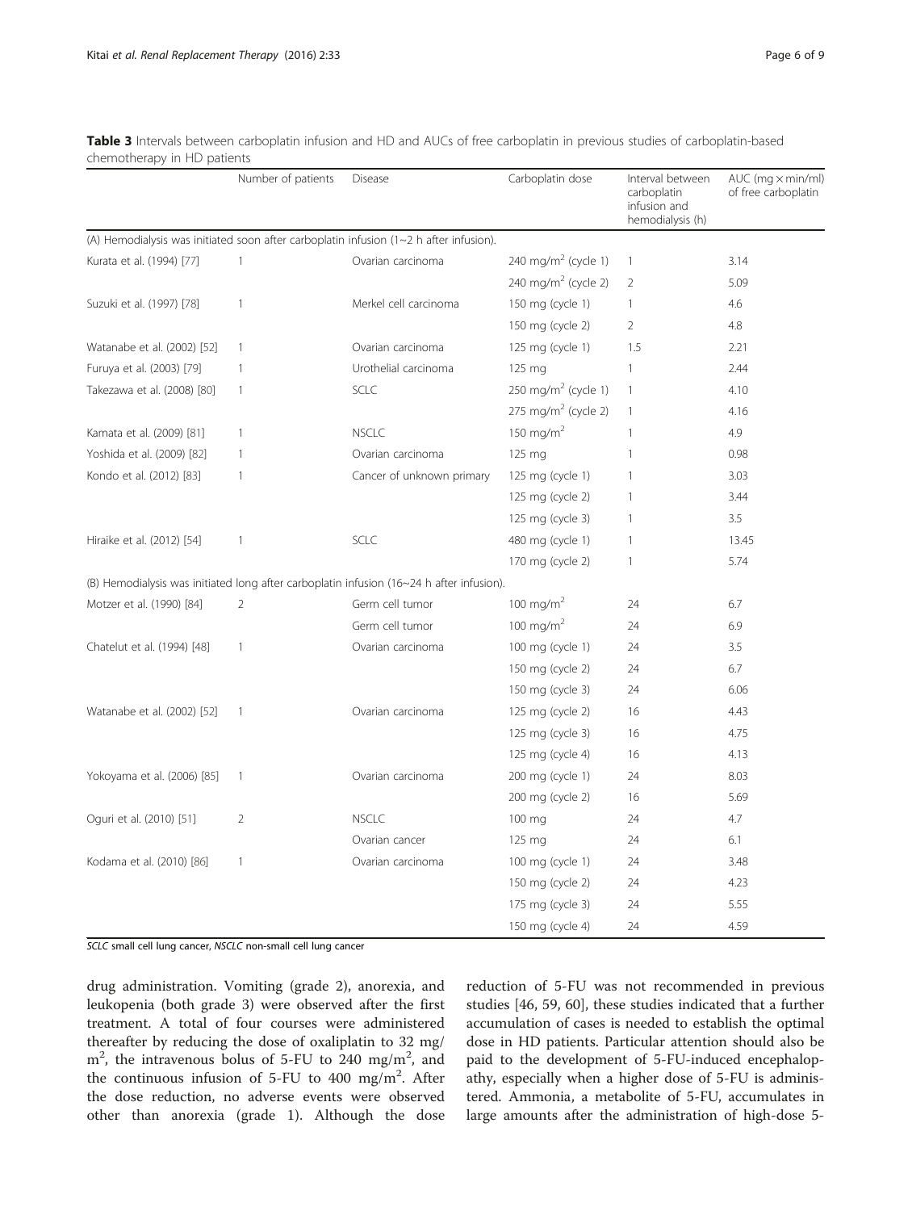**Table 3** Intervals between carboplatin infusion and HD and AUCs of free carboplatin in previous studies of carboplatin-based chemotherapy in HD patients

| | Number of patients | Disease | Carboplatin dose | Interval between carboplatin infusion and hemodialysis (h) | AUC (mg × min/ml) of free carboplatin |
|---|---|---|---|---|---|
| (A) Hemodialysis was initiated soon after carboplatin infusion (1~2 h after infusion). | | | | | |
| Kurata et al. (1994) [77] | 1 | Ovarian carcinoma | 240 mg/m$^2$ (cycle 1) | 1 | 3.14 |
| | | | 240 mg/m$^2$ (cycle 2) | 2 | 5.09 |
| Suzuki et al. (1997) [78] | 1 | Merkel cell carcinoma | 150 mg (cycle 1) | 1 | 4.6 |
| | | | 150 mg (cycle 2) | 2 | 4.8 |
| Watanabe et al. (2002) [52] | 1 | Ovarian carcinoma | 125 mg (cycle 1) | 1.5 | 2.21 |
| Furuya et al. (2003) [79] | 1 | Urothelial carcinoma | 125 mg | 1 | 2.44 |
| Takezawa et al. (2008) [80] | 1 | SCLC | 250 mg/m$^2$ (cycle 1) | 1 | 4.10 |
| | | | 275 mg/m$^2$ (cycle 2) | 1 | 4.16 |
| Kamata et al. (2009) [81] | 1 | NSCLC | 150 mg/m$^2$ | 1 | 4.9 |
| Yoshida et al. (2009) [82] | 1 | Ovarian carcinoma | 125 mg | 1 | 0.98 |
| Kondo et al. (2012) [83] | 1 | Cancer of unknown primary | 125 mg (cycle 1) | 1 | 3.03 |
| | | | 125 mg (cycle 2) | 1 | 3.44 |
| | | | 125 mg (cycle 3) | 1 | 3.5 |
| Hiraike et al. (2012) [54] | 1 | SCLC | 480 mg (cycle 1) | 1 | 13.45 |
| | | | 170 mg (cycle 2) | 1 | 5.74 |
| (B) Hemodialysis was initiated long after carboplatin infusion (16~24 h after infusion). | | | | | |
| Motzer et al. (1990) [84] | 2 | Germ cell tumor | 100 mg/m$^2$ | 24 | 6.7 |
| | | Germ cell tumor | 100 mg/m$^2$ | 24 | 6.9 |
| Chatelut et al. (1994) [48] | 1 | Ovarian carcinoma | 100 mg (cycle 1) | 24 | 3.5 |
| | | | 150 mg (cycle 2) | 24 | 6.7 |
| | | | 150 mg (cycle 3) | 24 | 6.06 |
| Watanabe et al. (2002) [52] | 1 | Ovarian carcinoma | 125 mg (cycle 2) | 16 | 4.43 |
| | | | 125 mg (cycle 3) | 16 | 4.75 |
| | | | 125 mg (cycle 4) | 16 | 4.13 |
| Yokoyama et al. (2006) [85] | 1 | Ovarian carcinoma | 200 mg (cycle 1) | 24 | 8.03 |
| | | | 200 mg (cycle 2) | 16 | 5.69 |
| Oguri et al. (2010) [51] | 2 | NSCLC | 100 mg | 24 | 4.7 |
| | | Ovarian cancer | 125 mg | 24 | 6.1 |
| Kodama et al. (2010) [86] | 1 | Ovarian carcinoma | 100 mg (cycle 1) | 24 | 3.48 |
| | | | 150 mg (cycle 2) | 24 | 4.23 |
| | | | 175 mg (cycle 3) | 24 | 5.55 |
| | | | 150 mg (cycle 4) | 24 | 4.59 |

*SCLC* small cell lung cancer, *NSCLC* non-small cell lung cancer

drug administration. Vomiting (grade 2), anorexia, and leukopenia (both grade 3) were observed after the first treatment. A total of four courses were administered thereafter by reducing the dose of oxaliplatin to 32 mg/m$^2$, the intravenous bolus of 5-FU to 240 mg/m$^2$, and the continuous infusion of 5-FU to 400 mg/m$^2$. After the dose reduction, no adverse events were observed other than anorexia (grade 1). Although the dose reduction of 5-FU was not recommended in previous studies [46, 59, 60], these studies indicated that a further accumulation of cases is needed to establish the optimal dose in HD patients. Particular attention should also be paid to the development of 5-FU-induced encephalopathy, especially when a higher dose of 5-FU is administered. Ammonia, a metabolite of 5-FU, accumulates in large amounts after the administration of high-dose 5-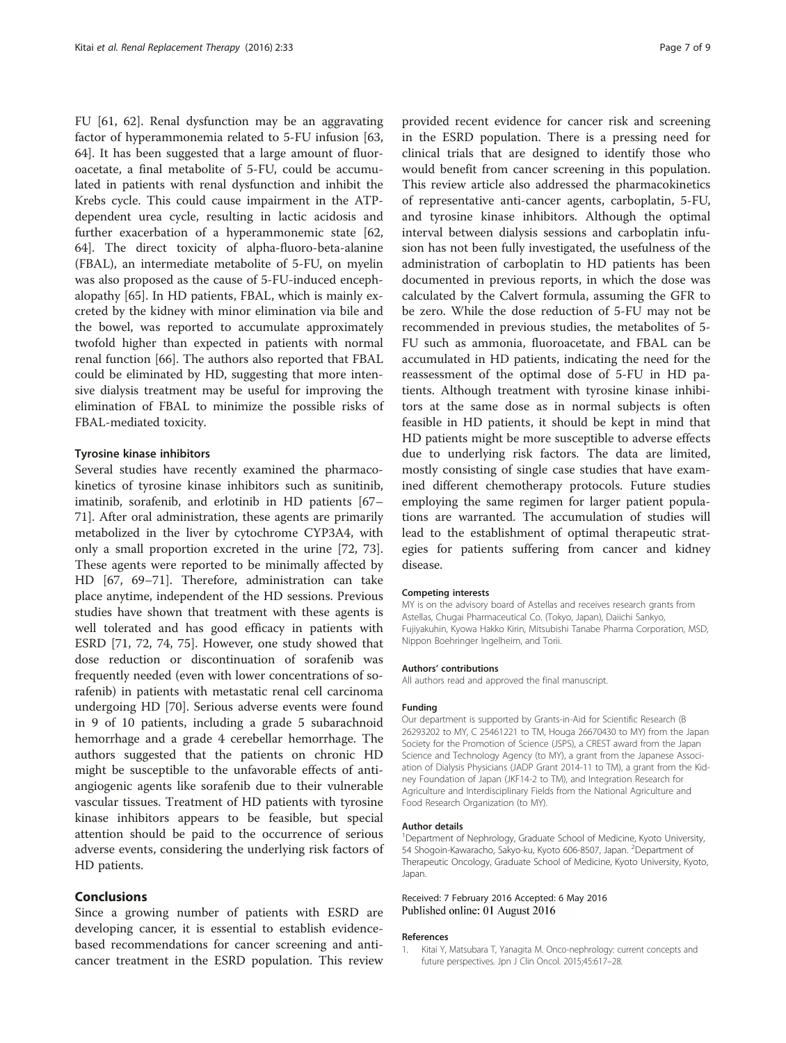FU [61, 62]. Renal dysfunction may be an aggravating factor of hyperammonemia related to 5-FU infusion [63, 64]. It has been suggested that a large amount of fluoroacetate, a final metabolite of 5-FU, could be accumulated in patients with renal dysfunction and inhibit the Krebs cycle. This could cause impairment in the ATP-dependent urea cycle, resulting in lactic acidosis and further exacerbation of a hyperammonemic state [62, 64]. The direct toxicity of alpha-fluoro-beta-alanine (FBAL), an intermediate metabolite of 5-FU, on myelin was also proposed as the cause of 5-FU-induced encephalopathy [65]. In HD patients, FBAL, which is mainly excreted by the kidney with minor elimination via bile and the bowel, was reported to accumulate approximately twofold higher than expected in patients with normal renal function [66]. The authors also reported that FBAL could be eliminated by HD, suggesting that more intensive dialysis treatment may be useful for improving the elimination of FBAL to minimize the possible risks of FBAL-mediated toxicity.

### Tyrosine kinase inhibitors

Several studies have recently examined the pharmacokinetics of tyrosine kinase inhibitors such as sunitinib, imatinib, sorafenib, and erlotinib in HD patients [67–71]. After oral administration, these agents are primarily metabolized in the liver by cytochrome CYP3A4, with only a small proportion excreted in the urine [72, 73]. These agents were reported to be minimally affected by HD [67, 69–71]. Therefore, administration can take place anytime, independent of the HD sessions. Previous studies have shown that treatment with these agents is well tolerated and has good efficacy in patients with ESRD [71, 72, 74, 75]. However, one study showed that dose reduction or discontinuation of sorafenib was frequently needed (even with lower concentrations of sorafenib) in patients with metastatic renal cell carcinoma undergoing HD [70]. Serious adverse events were found in 9 of 10 patients, including a grade 5 subarachnoid hemorrhage and a grade 4 cerebellar hemorrhage. The authors suggested that the patients on chronic HD might be susceptible to the unfavorable effects of anti-angiogenic agents like sorafenib due to their vulnerable vascular tissues. Treatment of HD patients with tyrosine kinase inhibitors appears to be feasible, but special attention should be paid to the occurrence of serious adverse events, considering the underlying risk factors of HD patients.

## Conclusions

Since a growing number of patients with ESRD are developing cancer, it is essential to establish evidence-based recommendations for cancer screening and anti-cancer treatment in the ESRD population. This review provided recent evidence for cancer risk and screening in the ESRD population. There is a pressing need for clinical trials that are designed to identify those who would benefit from cancer screening in this population. This review article also addressed the pharmacokinetics of representative anti-cancer agents, carboplatin, 5-FU, and tyrosine kinase inhibitors. Although the optimal interval between dialysis sessions and carboplatin infusion has not been fully investigated, the usefulness of the administration of carboplatin to HD patients has been documented in previous reports, in which the dose was calculated by the Calvert formula, assuming the GFR to be zero. While the dose reduction of 5-FU may not be recommended in previous studies, the metabolites of 5-FU such as ammonia, fluoroacetate, and FBAL can be accumulated in HD patients, indicating the need for the reassessment of the optimal dose of 5-FU in HD patients. Although treatment with tyrosine kinase inhibitors at the same dose as in normal subjects is often feasible in HD patients, it should be kept in mind that HD patients might be more susceptible to adverse effects due to underlying risk factors. The data are limited, mostly consisting of single case studies that have examined different chemotherapy protocols. Future studies employing the same regimen for larger patient populations are warranted. The accumulation of studies will lead to the establishment of optimal therapeutic strategies for patients suffering from cancer and kidney disease.

#### Competing interests

MY is on the advisory board of Astellas and receives research grants from Astellas, Chugai Pharmaceutical Co. (Tokyo, Japan), Daiichi Sankyo, Fujiyakuhin, Kyowa Hakko Kirin, Mitsubishi Tanabe Pharma Corporation, MSD, Nippon Boehringer Ingelheim, and Torii.

#### Authors' contributions

All authors read and approved the final manuscript.

#### Funding

Our department is supported by Grants-in-Aid for Scientific Research (B 26293202 to MY, C 25461221 to TM, Houga 26670430 to MY) from the Japan Society for the Promotion of Science (JSPS), a CREST award from the Japan Science and Technology Agency (to MY), a grant from the Japanese Association of Dialysis Physicians (JADP Grant 2014-11 to TM), a grant from the Kidney Foundation of Japan (JKF14-2 to TM), and Integration Research for Agriculture and Interdisciplinary Fields from the National Agriculture and Food Research Organization (to MY).

#### Author details

[1]Department of Nephrology, Graduate School of Medicine, Kyoto University, 54 Shogoin-Kawaracho, Sakyo-ku, Kyoto 606-8507, Japan. [2]Department of Therapeutic Oncology, Graduate School of Medicine, Kyoto University, Kyoto, Japan.

Received: 7 February 2016 Accepted: 6 May 2016
Published online: 01 August 2016

#### References

1. Kitai Y, Matsubara T, Yanagita M. Onco-nephrology: current concepts and future perspectives. Jpn J Clin Oncol. 2015;45:617–28.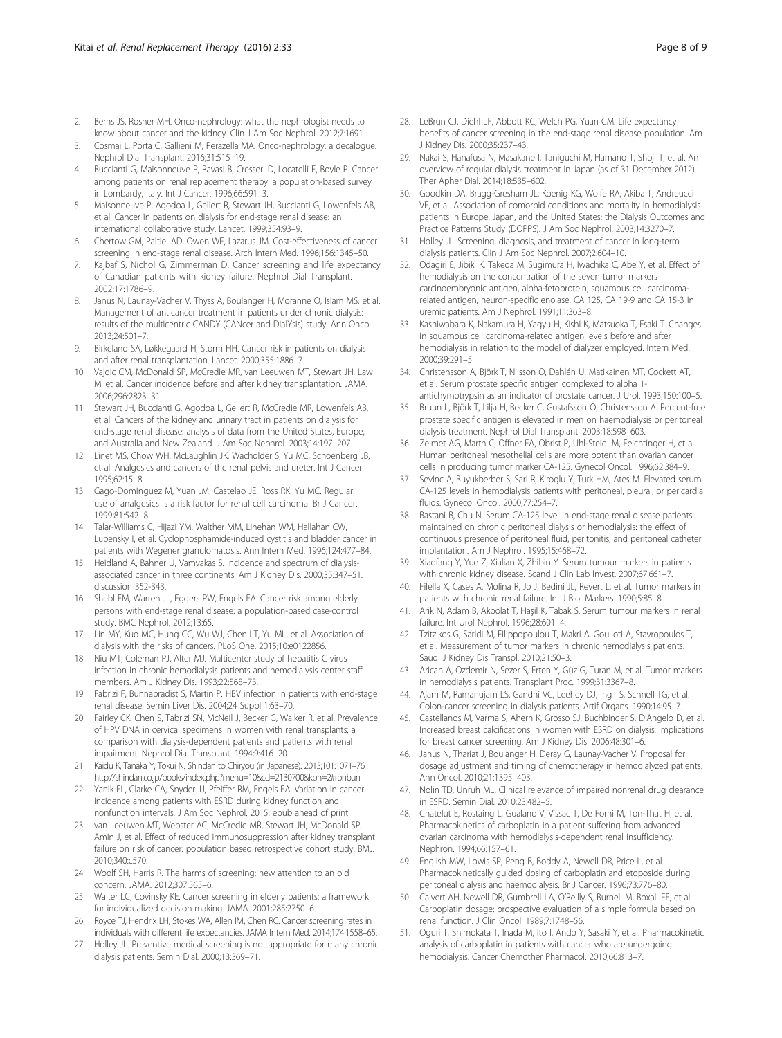2. Berns JS, Rosner MH. Onco-nephrology: what the nephrologist needs to know about cancer and the kidney. Clin J Am Soc Nephrol. 2012;7:1691.
3. Cosmai L, Porta C, Gallieni M, Perazella MA. Onco-nephrology: a decalogue. Nephrol Dial Transplant. 2016;31:515–19.
4. Buccianti G, Maisonneuve P, Ravasi B, Cresseri D, Locatelli F, Boyle P. Cancer among patients on renal replacement therapy: a population-based survey in Lombardy, Italy. Int J Cancer. 1996;66:591–3.
5. Maisonneuve P, Agodoa L, Gellert R, Stewart JH, Buccianti G, Lowenfels AB, et al. Cancer in patients on dialysis for end-stage renal disease: an international collaborative study. Lancet. 1999;354:93–9.
6. Chertow GM, Paltiel AD, Owen WF, Lazarus JM. Cost-effectiveness of cancer screening in end-stage renal disease. Arch Intern Med. 1996;156:1345–50.
7. Kajbaf S, Nichol G, Zimmerman D. Cancer screening and life expectancy of Canadian patients with kidney failure. Nephrol Dial Transplant. 2002;17:1786–9.
8. Janus N, Launay-Vacher V, Thyss A, Boulanger H, Moranne O, Islam MS, et al. Management of anticancer treatment in patients under chronic dialysis: results of the multicentric CANDY (CANcer and DialYsis) study. Ann Oncol. 2013;24:501–7.
9. Birkeland SA, Løkkegaard H, Storm HH. Cancer risk in patients on dialysis and after renal transplantation. Lancet. 2000;355:1886–7.
10. Vajdic CM, McDonald SP, McCredie MR, van Leeuwen MT, Stewart JH, Law M, et al. Cancer incidence before and after kidney transplantation. JAMA. 2006;296:2823–31.
11. Stewart JH, Buccianti G, Agodoa L, Gellert R, McCredie MR, Lowenfels AB, et al. Cancers of the kidney and urinary tract in patients on dialysis for end-stage renal disease: analysis of data from the United States, Europe, and Australia and New Zealand. J Am Soc Nephrol. 2003;14:197–207.
12. Linet MS, Chow WH, McLaughlin JK, Wacholder S, Yu MC, Schoenberg JB, et al. Analgesics and cancers of the renal pelvis and ureter. Int J Cancer. 1995;62:15–8.
13. Gago-Dominguez M, Yuan JM, Castelao JE, Ross RK, Yu MC. Regular use of analgesics is a risk factor for renal cell carcinoma. Br J Cancer. 1999;81:542–8.
14. Talar-Williams C, Hijazi YM, Walther MM, Linehan WM, Hallahan CW, Lubensky I, et al. Cyclophosphamide-induced cystitis and bladder cancer in patients with Wegener granulomatosis. Ann Intern Med. 1996;124:477–84.
15. Heidland A, Bahner U, Vamvakas S. Incidence and spectrum of dialysis-associated cancer in three continents. Am J Kidney Dis. 2000;35:347–51. discussion 352-343.
16. Shebl FM, Warren JL, Eggers PW, Engels EA. Cancer risk among elderly persons with end-stage renal disease: a population-based case-control study. BMC Nephrol. 2012;13:65.
17. Lin MY, Kuo MC, Hung CC, Wu WJ, Chen LT, Yu ML, et al. Association of dialysis with the risks of cancers. PLoS One. 2015;10:e0122856.
18. Niu MT, Coleman PJ, Alter MJ. Multicenter study of hepatitis C virus infection in chronic hemodialysis patients and hemodialysis center staff members. Am J Kidney Dis. 1993;22:568–73.
19. Fabrizi F, Bunnapradist S, Martin P. HBV infection in patients with end-stage renal disease. Semin Liver Dis. 2004;24 Suppl 1:63–70.
20. Fairley CK, Chen S, Tabrizi SN, McNeil J, Becker G, Walker R, et al. Prevalence of HPV DNA in cervical specimens in women with renal transplants: a comparison with dialysis-dependent patients and patients with renal impairment. Nephrol Dial Transplant. 1994;9:416–20.
21. Kaidu K, Tanaka Y, Tokui N. Shindan to Chiryou (in Japanese). 2013;101:1071–76 http//shindan.co.jp/books/index.php?menu=10&cd=2130700&kbn=2#ronbun.
22. Yanik EL, Clarke CA, Snyder JJ, Pfeiffer RM, Engels EA. Variation in cancer incidence among patients with ESRD during kidney function and nonfunction intervals. J Am Soc Nephrol. 2015; epub ahead of print.
23. van Leeuwen MT, Webster AC, McCredie MR, Stewart JH, McDonald SP, Amin J, et al. Effect of reduced immunosuppression after kidney transplant failure on risk of cancer: population based retrospective cohort study. BMJ. 2010;340:c570.
24. Woolf SH, Harris R. The harms of screening: new attention to an old concern. JAMA. 2012;307:565–6.
25. Walter LC, Covinsky KE. Cancer screening in elderly patients: a framework for individualized decision making. JAMA. 2001;285:2750–6.
26. Royce TJ, Hendrix LH, Stokes WA, Allen IM, Chen RC. Cancer screening rates in individuals with different life expectancies. JAMA Intern Med. 2014;174:1558–65.
27. Holley JL. Preventive medical screening is not appropriate for many chronic dialysis patients. Semin Dial. 2000;13:369–71.
28. LeBrun CJ, Diehl LF, Abbott KC, Welch PG, Yuan CM. Life expectancy benefits of cancer screening in the end-stage renal disease population. Am J Kidney Dis. 2000;35:237–43.
29. Nakai S, Hanafusa N, Masakane I, Taniguchi M, Hamano T, Shoji T, et al. An overview of regular dialysis treatment in Japan (as of 31 December 2012). Ther Apher Dial. 2014;18:535–602.
30. Goodkin DA, Bragg-Gresham JL, Koenig KG, Wolfe RA, Akiba T, Andreucci VE, et al. Association of comorbid conditions and mortality in hemodialysis patients in Europe, Japan, and the United States: the Dialysis Outcomes and Practice Patterns Study (DOPPS). J Am Soc Nephrol. 2003;14:3270–7.
31. Holley JL. Screening, diagnosis, and treatment of cancer in long-term dialysis patients. Clin J Am Soc Nephrol. 2007;2:604–10.
32. Odagiri E, Jibiki K, Takeda M, Sugimura H, Iwachika C, Abe Y, et al. Effect of hemodialysis on the concentration of the seven tumor markers carcinoembryonic antigen, alpha-fetoprotein, squamous cell carcinoma-related antigen, neuron-specific enolase, CA 125, CA 19-9 and CA 15-3 in uremic patients. Am J Nephrol. 1991;11:363–8.
33. Kashiwabara K, Nakamura H, Yagyu H, Kishi K, Matsuoka T, Esaki T. Changes in squamous cell carcinoma-related antigen levels before and after hemodialysis in relation to the model of dialyzer employed. Intern Med. 2000;39:291–5.
34. Christensson A, Björk T, Nilsson O, Dahlén U, Matikainen MT, Cockett AT, et al. Serum prostate specific antigen complexed to alpha 1-antichymotrypsin as an indicator of prostate cancer. J Urol. 1993;150:100–5.
35. Bruun L, Björk T, Lilja H, Becker C, Gustafsson O, Christensson A. Percent-free prostate specific antigen is elevated in men on haemodialysis or peritoneal dialysis treatment. Nephrol Dial Transplant. 2003;18:598–603.
36. Zeimet AG, Marth C, Offner FA, Obrist P, Uhl-Steidl M, Feichtinger H, et al. Human peritoneal mesothelial cells are more potent than ovarian cancer cells in producing tumor marker CA-125. Gynecol Oncol. 1996;62:384–9.
37. Sevinc A, Buyukberber S, Sari R, Kiroglu Y, Turk HM, Ates M. Elevated serum CA-125 levels in hemodialysis patients with peritoneal, pleural, or pericardial fluids. Gynecol Oncol. 2000;77:254–7.
38. Bastani B, Chu N. Serum CA-125 level in end-stage renal disease patients maintained on chronic peritoneal dialysis or hemodialysis: the effect of continuous presence of peritoneal fluid, peritonitis, and peritoneal catheter implantation. Am J Nephrol. 1995;15:468–72.
39. Xiaofang Y, Yue Z, Xialian X, Zhibin Y. Serum tumour markers in patients with chronic kidney disease. Scand J Clin Lab Invest. 2007;67:661–7.
40. Filella X, Cases A, Molina R, Jo J, Bedini JL, Revert L, et al. Tumor markers in patients with chronic renal failure. Int J Biol Markers. 1990;5:85–8.
41. Arik N, Adam B, Akpolat T, Haşil K, Tabak S. Serum tumour markers in renal failure. Int Urol Nephrol. 1996;28:601–4.
42. Tzitzikos G, Saridi M, Filippopoulou T, Makri A, Goulioti A, Stavropoulos T, et al. Measurement of tumor markers in chronic hemodialysis patients. Saudi J Kidney Dis Transpl. 2010;21:50–3.
43. Arican A, Ozdemir N, Sezer S, Erten Y, Güz G, Turan M, et al. Tumor markers in hemodialysis patients. Transplant Proc. 1999;31:3367–8.
44. Ajam M, Ramanujam LS, Gandhi VC, Leehey DJ, Ing TS, Schnell TG, et al. Colon-cancer screening in dialysis patients. Artif Organs. 1990;14:95–7.
45. Castellanos M, Varma S, Ahern K, Grosso SJ, Buchbinder S, D'Angelo D, et al. Increased breast calcifications in women with ESRD on dialysis: implications for breast cancer screening. Am J Kidney Dis. 2006;48:301–6.
46. Janus N, Thariat J, Boulanger H, Deray G, Launay-Vacher V. Proposal for dosage adjustment and timing of chemotherapy in hemodialyzed patients. Ann Oncol. 2010;21:1395–403.
47. Nolin TD, Unruh ML. Clinical relevance of impaired nonrenal drug clearance in ESRD. Semin Dial. 2010;23:482–5.
48. Chatelut E, Rostaing L, Gualano V, Vissac T, De Forni M, Ton-That H, et al. Pharmacokinetics of carboplatin in a patient suffering from advanced ovarian carcinoma with hemodialysis-dependent renal insufficiency. Nephron. 1994;66:157–61.
49. English MW, Lowis SP, Peng B, Boddy A, Newell DR, Price L, et al. Pharmacokinetically guided dosing of carboplatin and etoposide during peritoneal dialysis and haemodialysis. Br J Cancer. 1996;73:776–80.
50. Calvert AH, Newell DR, Gumbrell LA, O'Reilly S, Burnell M, Boxall FE, et al. Carboplatin dosage: prospective evaluation of a simple formula based on renal function. J Clin Oncol. 1989;7:1748–56.
51. Oguri T, Shimokata T, Inada M, Ito I, Ando Y, Sasaki Y, et al. Pharmacokinetic analysis of carboplatin in patients with cancer who are undergoing hemodialysis. Cancer Chemother Pharmacol. 2010;66:813–7.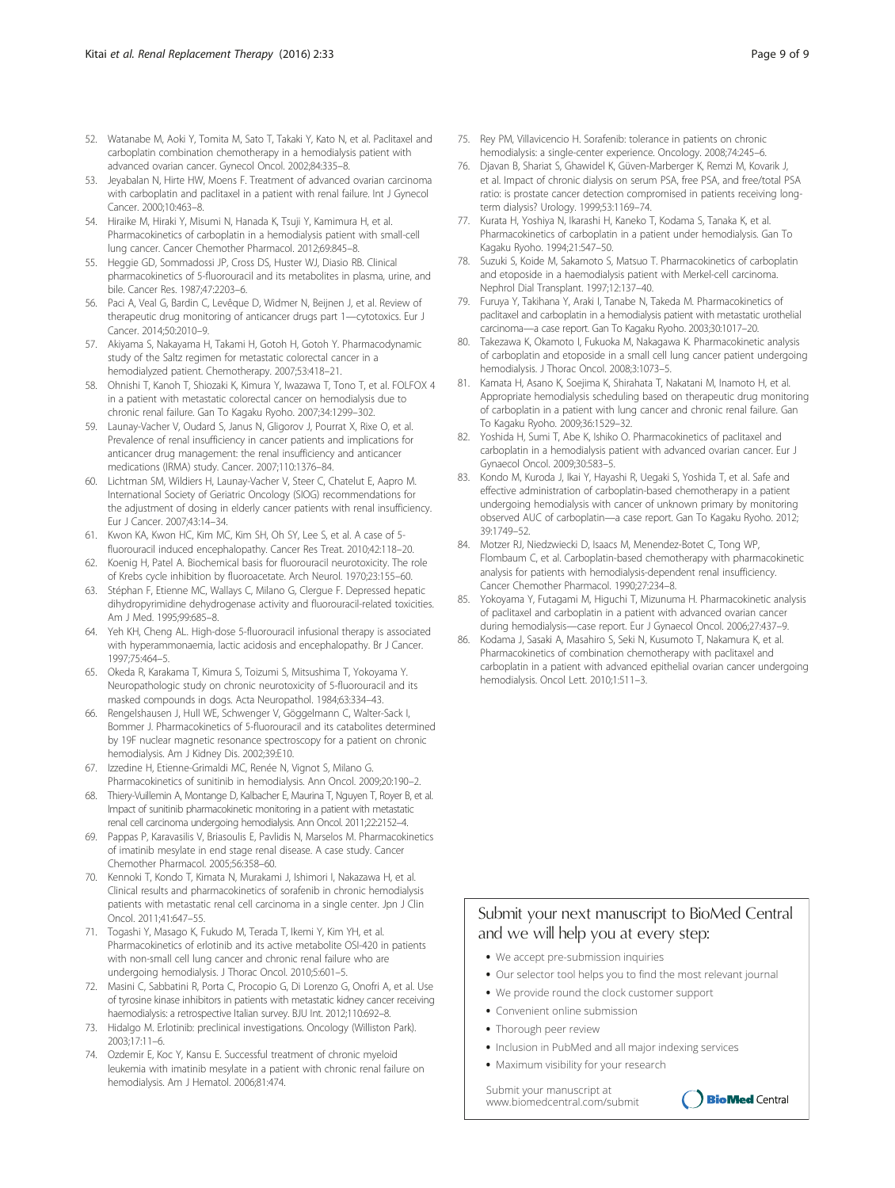52. Watanabe M, Aoki Y, Tomita M, Sato T, Takaki Y, Kato N, et al. Paclitaxel and carboplatin combination chemotherapy in a hemodialysis patient with advanced ovarian cancer. Gynecol Oncol. 2002;84:335–8.
53. Jeyabalan N, Hirte HW, Moens F. Treatment of advanced ovarian carcinoma with carboplatin and paclitaxel in a patient with renal failure. Int J Gynecol Cancer. 2000;10:463–8.
54. Hiraike M, Hiraki Y, Misumi N, Hanada K, Tsuji Y, Kamimura H, et al. Pharmacokinetics of carboplatin in a hemodialysis patient with small-cell lung cancer. Cancer Chemother Pharmacol. 2012;69:845–8.
55. Heggie GD, Sommadossi JP, Cross DS, Huster WJ, Diasio RB. Clinical pharmacokinetics of 5-fluorouracil and its metabolites in plasma, urine, and bile. Cancer Res. 1987;47:2203–6.
56. Paci A, Veal G, Bardin C, Levêque D, Widmer N, Beijnen J, et al. Review of therapeutic drug monitoring of anticancer drugs part 1—cytotoxics. Eur J Cancer. 2014;50:2010–9.
57. Akiyama S, Nakayama H, Takami H, Gotoh H, Gotoh Y. Pharmacodynamic study of the Saltz regimen for metastatic colorectal cancer in a hemodialyzed patient. Chemotherapy. 2007;53:418–21.
58. Ohnishi T, Kanoh T, Shiozaki K, Kimura Y, Iwazawa T, Tono T, et al. FOLFOX 4 in a patient with metastatic colorectal cancer on hemodialysis due to chronic renal failure. Gan To Kagaku Ryoho. 2007;34:1299–302.
59. Launay-Vacher V, Oudard S, Janus N, Gligorov J, Pourrat X, Rixe O, et al. Prevalence of renal insufficiency in cancer patients and implications for anticancer drug management: the renal insufficiency and anticancer medications (IRMA) study. Cancer. 2007;110:1376–84.
60. Lichtman SM, Wildiers H, Launay-Vacher V, Steer C, Chatelut E, Aapro M. International Society of Geriatric Oncology (SIOG) recommendations for the adjustment of dosing in elderly cancer patients with renal insufficiency. Eur J Cancer. 2007;43:14–34.
61. Kwon KA, Kwon HC, Kim MC, Kim SH, Oh SY, Lee S, et al. A case of 5-fluorouracil induced encephalopathy. Cancer Res Treat. 2010;42:118–20.
62. Koenig H, Patel A. Biochemical basis for fluorouracil neurotoxicity. The role of Krebs cycle inhibition by fluoroacetate. Arch Neurol. 1970;23:155–60.
63. Stéphan F, Etienne MC, Wallays C, Milano G, Clergue F. Depressed hepatic dihydropyrimidine dehydrogenase activity and fluorouracil-related toxicities. Am J Med. 1995;99:685–8.
64. Yeh KH, Cheng AL. High-dose 5-fluorouracil infusional therapy is associated with hyperammonaemia, lactic acidosis and encephalopathy. Br J Cancer. 1997;75:464–5.
65. Okeda R, Karakama T, Kimura S, Toizumi S, Mitsushima T, Yokoyama Y. Neuropathologic study on chronic neurotoxicity of 5-fluorouracil and its masked compounds in dogs. Acta Neuropathol. 1984;63:334–43.
66. Rengelshausen J, Hull WE, Schwenger V, Göggelmann C, Walter-Sack I, Bommer J. Pharmacokinetics of 5-fluorouracil and its catabolites determined by 19F nuclear magnetic resonance spectroscopy for a patient on chronic hemodialysis. Am J Kidney Dis. 2002;39:E10.
67. Izzedine H, Etienne-Grimaldi MC, Renée N, Vignot S, Milano G. Pharmacokinetics of sunitinib in hemodialysis. Ann Oncol. 2009;20:190–2.
68. Thiery-Vuillemin A, Montange D, Kalbacher E, Maurina T, Nguyen T, Royer B, et al. Impact of sunitinib pharmacokinetic monitoring in a patient with metastatic renal cell carcinoma undergoing hemodialysis. Ann Oncol. 2011;22:2152–4.
69. Pappas P, Karavasilis V, Briasoulis E, Pavlidis N, Marselos M. Pharmacokinetics of imatinib mesylate in end stage renal disease. A case study. Cancer Chemother Pharmacol. 2005;56:358–60.
70. Kennoki T, Kondo T, Kimata N, Murakami J, Ishimori I, Nakazawa H, et al. Clinical results and pharmacokinetics of sorafenib in chronic hemodialysis patients with metastatic renal cell carcinoma in a single center. Jpn J Clin Oncol. 2011;41:647–55.
71. Togashi Y, Masago K, Fukudo M, Terada T, Ikemi Y, Kim YH, et al. Pharmacokinetics of erlotinib and its active metabolite OSI-420 in patients with non-small cell lung cancer and chronic renal failure who are undergoing hemodialysis. J Thorac Oncol. 2010;5:601–5.
72. Masini C, Sabbatini R, Porta C, Procopio G, Di Lorenzo G, Onofri A, et al. Use of tyrosine kinase inhibitors in patients with metastatic kidney cancer receiving haemodialysis: a retrospective Italian survey. BJU Int. 2012;110:692–8.
73. Hidalgo M. Erlotinib: preclinical investigations. Oncology (Williston Park). 2003;17:11–6.
74. Ozdemir E, Koc Y, Kansu E. Successful treatment of chronic myeloid leukemia with imatinib mesylate in a patient with chronic renal failure on hemodialysis. Am J Hematol. 2006;81:474.
75. Rey PM, Villavicencio H. Sorafenib: tolerance in patients on chronic hemodialysis: a single-center experience. Oncology. 2008;74:245–6.
76. Djavan B, Shariat S, Ghawidel K, Güven-Marberger K, Remzi M, Kovarik J, et al. Impact of chronic dialysis on serum PSA, free PSA, and free/total PSA ratio: is prostate cancer detection compromised in patients receiving long-term dialysis? Urology. 1999;53:1169–74.
77. Kurata H, Yoshiya N, Ikarashi H, Kaneko T, Kodama S, Tanaka K, et al. Pharmacokinetics of carboplatin in a patient under hemodialysis. Gan To Kagaku Ryoho. 1994;21:547–50.
78. Suzuki S, Koide M, Sakamoto S, Matsuo T. Pharmacokinetics of carboplatin and etoposide in a haemodialysis patient with Merkel-cell carcinoma. Nephrol Dial Transplant. 1997;12:137–40.
79. Furuya Y, Takihana Y, Araki I, Tanabe N, Takeda M. Pharmacokinetics of paclitaxel and carboplatin in a hemodialysis patient with metastatic urothelial carcinoma—a case report. Gan To Kagaku Ryoho. 2003;30:1017–20.
80. Takezawa K, Okamoto I, Fukuoka M, Nakagawa K. Pharmacokinetic analysis of carboplatin and etoposide in a small cell lung cancer patient undergoing hemodialysis. J Thorac Oncol. 2008;3:1073–5.
81. Kamata H, Asano K, Soejima K, Shirahata T, Nakatani M, Inamoto H, et al. Appropriate hemodialysis scheduling based on therapeutic drug monitoring of carboplatin in a patient with lung cancer and chronic renal failure. Gan To Kagaku Ryoho. 2009;36:1529–32.
82. Yoshida H, Sumi T, Abe K, Ishiko O. Pharmacokinetics of paclitaxel and carboplatin in a hemodialysis patient with advanced ovarian cancer. Eur J Gynaecol Oncol. 2009;30:583–5.
83. Kondo M, Kuroda J, Ikai Y, Hayashi R, Uegaki S, Yoshida T, et al. Safe and effective administration of carboplatin-based chemotherapy in a patient undergoing hemodialysis with cancer of unknown primary by monitoring observed AUC of carboplatin—a case report. Gan To Kagaku Ryoho. 2012; 39:1749–52.
84. Motzer RJ, Niedzwiecki D, Isaacs M, Menendez-Botet C, Tong WP, Flombaum C, et al. Carboplatin-based chemotherapy with pharmacokinetic analysis for patients with hemodialysis-dependent renal insufficiency. Cancer Chemother Pharmacol. 1990;27:234–8.
85. Yokoyama Y, Futagami M, Higuchi T, Mizunuma H. Pharmacokinetic analysis of paclitaxel and carboplatin in a patient with advanced ovarian cancer during hemodialysis—case report. Eur J Gynaecol Oncol. 2006;27:437–9.
86. Kodama J, Sasaki A, Masahiro S, Seki N, Kusumoto T, Nakamura K, et al. Pharmacokinetics of combination chemotherapy with paclitaxel and carboplatin in a patient with advanced epithelial ovarian cancer undergoing hemodialysis. Oncol Lett. 2010;1:511–3.

## Submit your next manuscript to BioMed Central and we will help you at every step:

- We accept pre-submission inquiries
- Our selector tool helps you to find the most relevant journal
- We provide round the clock customer support
- Convenient online submission
- Thorough peer review
- Inclusion in PubMed and all major indexing services
- Maximum visibility for your research

Submit your manuscript at
www.biomedcentral.com/submit

BioMed Central